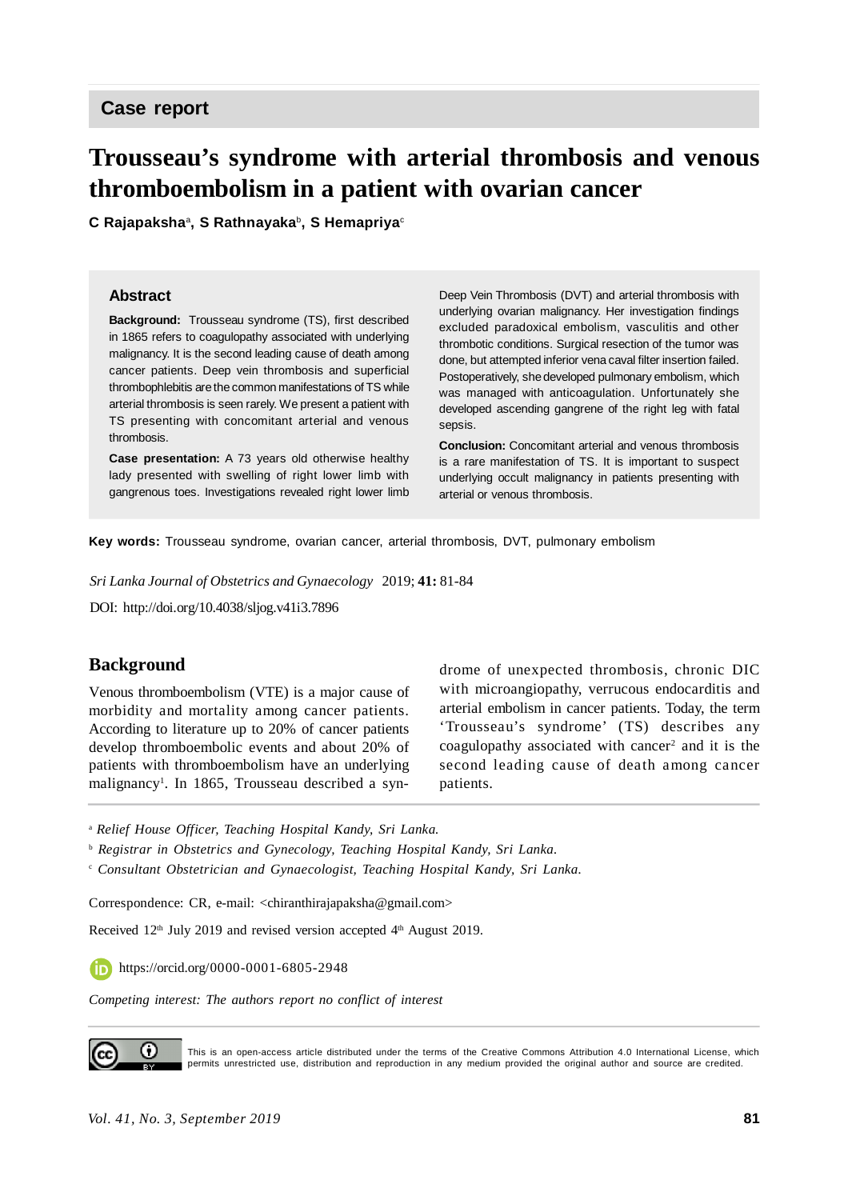Case report

# Trousseau's syndrome with arterial thrombosis and venous thromboembolism in a patient with ovarian cancer

**C Rajapaksha**[a], **S Rathnayaka**[b], **S Hemapriya**[c]

## Abstract

**Background:** Trousseau syndrome (TS), first described in 1865 refers to coagulopathy associated with underlying malignancy. It is the second leading cause of death among cancer patients. Deep vein thrombosis and superficial thrombophlebitis are the common manifestations of TS while arterial thrombosis is seen rarely. We present a patient with TS presenting with concomitant arterial and venous thrombosis.

**Case presentation:** A 73 years old otherwise healthy lady presented with swelling of right lower limb with gangrenous toes. Investigations revealed right lower limb Deep Vein Thrombosis (DVT) and arterial thrombosis with underlying ovarian malignancy. Her investigation findings excluded paradoxical embolism, vasculitis and other thrombotic conditions. Surgical resection of the tumor was done, but attempted inferior vena caval filter insertion failed. Postoperatively, she developed pulmonary embolism, which was managed with anticoagulation. Unfortunately she developed ascending gangrene of the right leg with fatal sepsis.

**Conclusion:** Concomitant arterial and venous thrombosis is a rare manifestation of TS. It is important to suspect underlying occult malignancy in patients presenting with arterial or venous thrombosis.

**Key words:** Trousseau syndrome, ovarian cancer, arterial thrombosis, DVT, pulmonary embolism

*Sri Lanka Journal of Obstetrics and Gynaecology* 2019; **41:** 81-84

DOI: http://doi.org/10.4038/sljog.v41i3.7896

## Background

Venous thromboembolism (VTE) is a major cause of morbidity and mortality among cancer patients. According to literature up to 20% of cancer patients develop thromboembolic events and about 20% of patients with thromboembolism have an underlying malignancy[1]. In 1865, Trousseau described a syndrome of unexpected thrombosis, chronic DIC with microangiopathy, verrucous endocarditis and arterial embolism in cancer patients. Today, the term 'Trousseau's syndrome' (TS) describes any coagulopathy associated with cancer[2] and it is the second leading cause of death among cancer patients.

[a] *Relief House Officer, Teaching Hospital Kandy, Sri Lanka.*

[b] *Registrar in Obstetrics and Gynecology, Teaching Hospital Kandy, Sri Lanka.*

[c] *Consultant Obstetrician and Gynaecologist, Teaching Hospital Kandy, Sri Lanka.*

Correspondence: CR, e-mail: <chiranthirajapaksha@gmail.com>

Received 12th July 2019 and revised version accepted 4th August 2019.

https://orcid.org/0000-0001-6805-2948

*Competing interest: The authors report no conflict of interest*

This is an open-access article distributed under the terms of the Creative Commons Attribution 4.0 International License, which permits unrestricted use, distribution and reproduction in any medium provided the original author and source are credited.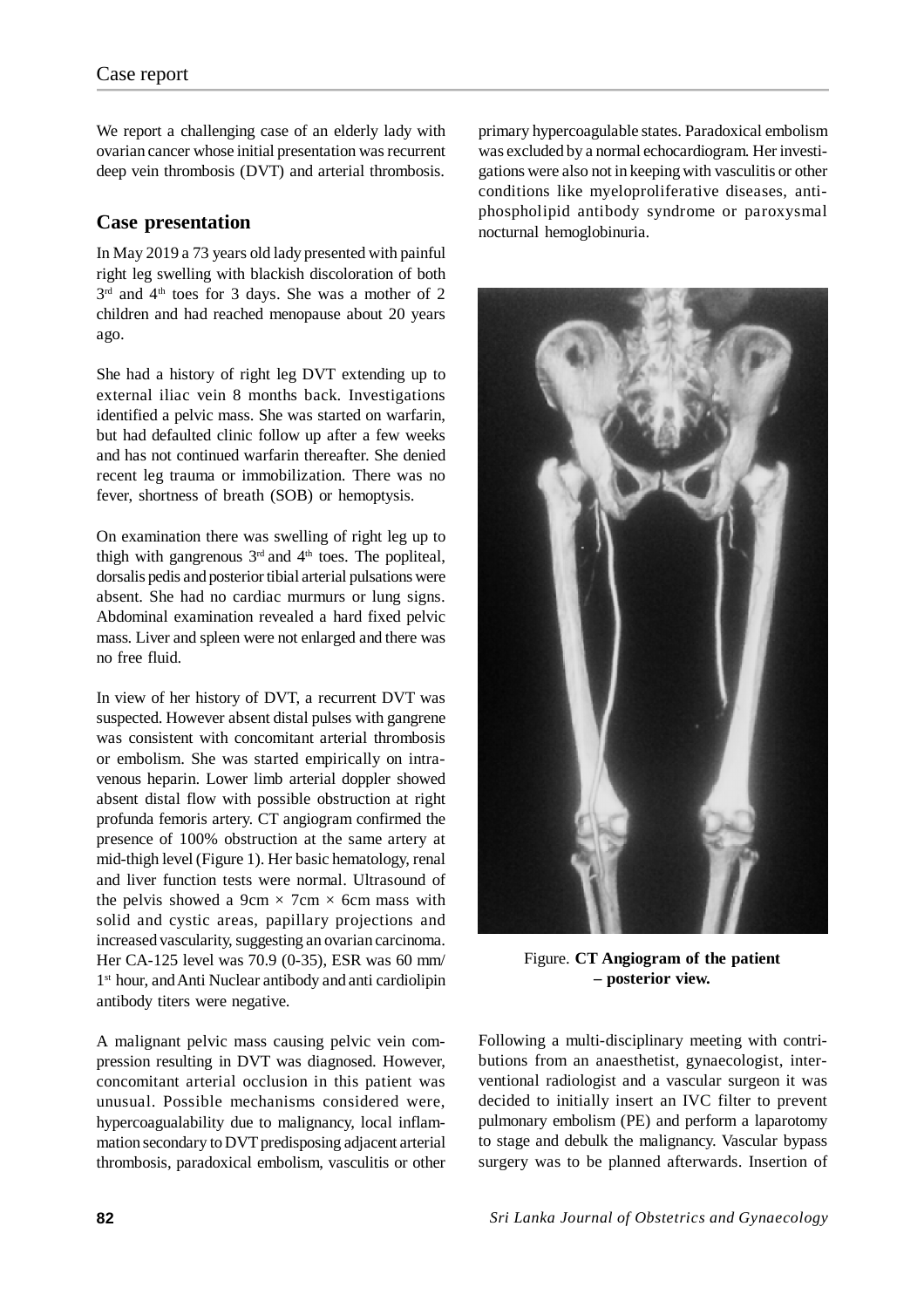We report a challenging case of an elderly lady with ovarian cancer whose initial presentation was recurrent deep vein thrombosis (DVT) and arterial thrombosis.

## Case presentation

In May 2019 a 73 years old lady presented with painful right leg swelling with blackish discoloration of both 3rd and 4th toes for 3 days. She was a mother of 2 children and had reached menopause about 20 years ago.

She had a history of right leg DVT extending up to external iliac vein 8 months back. Investigations identified a pelvic mass. She was started on warfarin, but had defaulted clinic follow up after a few weeks and has not continued warfarin thereafter. She denied recent leg trauma or immobilization. There was no fever, shortness of breath (SOB) or hemoptysis.

On examination there was swelling of right leg up to thigh with gangrenous 3rd and 4th toes. The popliteal, dorsalis pedis and posterior tibial arterial pulsations were absent. She had no cardiac murmurs or lung signs. Abdominal examination revealed a hard fixed pelvic mass. Liver and spleen were not enlarged and there was no free fluid.

In view of her history of DVT, a recurrent DVT was suspected. However absent distal pulses with gangrene was consistent with concomitant arterial thrombosis or embolism. She was started empirically on intravenous heparin. Lower limb arterial doppler showed absent distal flow with possible obstruction at right profunda femoris artery. CT angiogram confirmed the presence of 100% obstruction at the same artery at mid-thigh level (Figure 1). Her basic hematology, renal and liver function tests were normal. Ultrasound of the pelvis showed a 9cm × 7cm × 6cm mass with solid and cystic areas, papillary projections and increased vascularity, suggesting an ovarian carcinoma. Her CA-125 level was 70.9 (0-35), ESR was 60 mm/ 1st hour, and Anti Nuclear antibody and anti cardiolipin antibody titers were negative.

A malignant pelvic mass causing pelvic vein compression resulting in DVT was diagnosed. However, concomitant arterial occlusion in this patient was unusual. Possible mechanisms considered were, hypercoagualability due to malignancy, local inflammation secondary to DVT predisposing adjacent arterial thrombosis, paradoxical embolism, vasculitis or other primary hypercoagulable states. Paradoxical embolism was excluded by a normal echocardiogram. Her investigations were also not in keeping with vasculitis or other conditions like myeloproliferative diseases, antiphospholipid antibody syndrome or paroxysmal nocturnal hemoglobinuria.

Figure. **CT Angiogram of the patient – posterior view.**

Following a multi-disciplinary meeting with contributions from an anaesthetist, gynaecologist, interventional radiologist and a vascular surgeon it was decided to initially insert an IVC filter to prevent pulmonary embolism (PE) and perform a laparotomy to stage and debulk the malignancy. Vascular bypass surgery was to be planned afterwards. Insertion of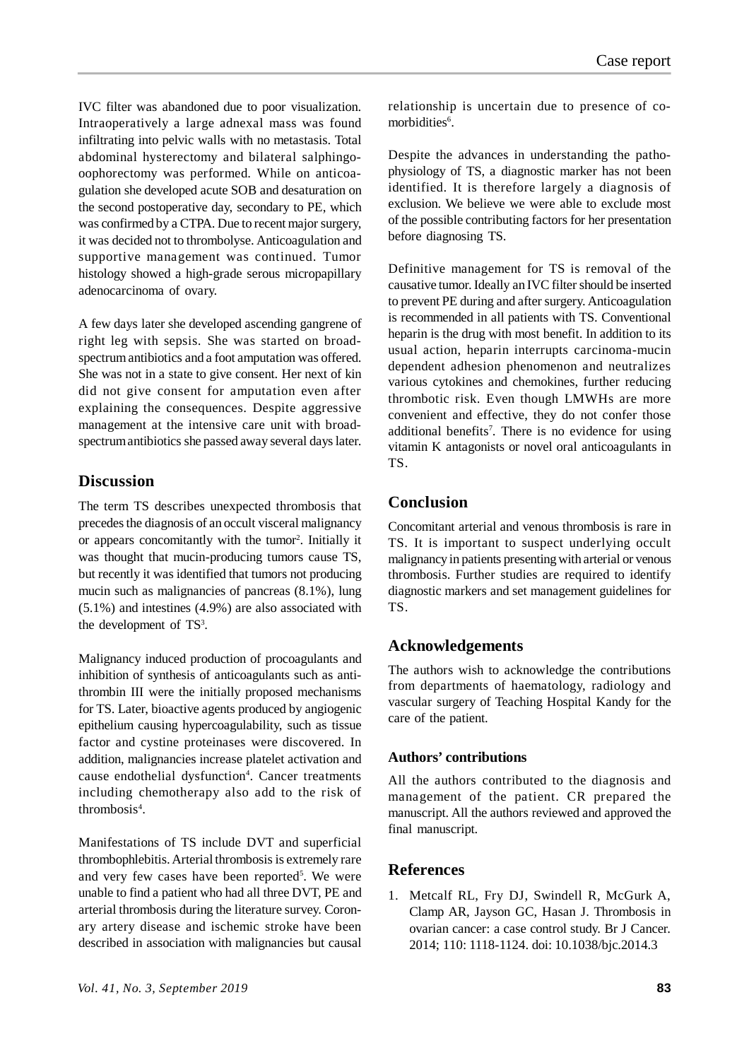IVC filter was abandoned due to poor visualization. Intraoperatively a large adnexal mass was found infiltrating into pelvic walls with no metastasis. Total abdominal hysterectomy and bilateral salphingo-oophorectomy was performed. While on anticoagulation she developed acute SOB and desaturation on the second postoperative day, secondary to PE, which was confirmed by a CTPA. Due to recent major surgery, it was decided not to thrombolyse. Anticoagulation and supportive management was continued. Tumor histology showed a high-grade serous micropapillary adenocarcinoma of ovary.

A few days later she developed ascending gangrene of right leg with sepsis. She was started on broad-spectrum antibiotics and a foot amputation was offered. She was not in a state to give consent. Her next of kin did not give consent for amputation even after explaining the consequences. Despite aggressive management at the intensive care unit with broad-spectrum antibiotics she passed away several days later.

## Discussion

The term TS describes unexpected thrombosis that precedes the diagnosis of an occult visceral malignancy or appears concomitantly with the tumor[2]. Initially it was thought that mucin-producing tumors cause TS, but recently it was identified that tumors not producing mucin such as malignancies of pancreas (8.1%), lung (5.1%) and intestines (4.9%) are also associated with the development of TS[3].

Malignancy induced production of procoagulants and inhibition of synthesis of anticoagulants such as anti-thrombin III were the initially proposed mechanisms for TS. Later, bioactive agents produced by angiogenic epithelium causing hypercoagulability, such as tissue factor and cystine proteinases were discovered. In addition, malignancies increase platelet activation and cause endothelial dysfunction[4]. Cancer treatments including chemotherapy also add to the risk of thrombosis[4].

Manifestations of TS include DVT and superficial thrombophlebitis. Arterial thrombosis is extremely rare and very few cases have been reported[5]. We were unable to find a patient who had all three DVT, PE and arterial thrombosis during the literature survey. Coronary artery disease and ischemic stroke have been described in association with malignancies but causal relationship is uncertain due to presence of co-morbidities[6].

Despite the advances in understanding the pathophysiology of TS, a diagnostic marker has not been identified. It is therefore largely a diagnosis of exclusion. We believe we were able to exclude most of the possible contributing factors for her presentation before diagnosing TS.

Definitive management for TS is removal of the causative tumor. Ideally an IVC filter should be inserted to prevent PE during and after surgery. Anticoagulation is recommended in all patients with TS. Conventional heparin is the drug with most benefit. In addition to its usual action, heparin interrupts carcinoma-mucin dependent adhesion phenomenon and neutralizes various cytokines and chemokines, further reducing thrombotic risk. Even though LMWHs are more convenient and effective, they do not confer those additional benefits[7]. There is no evidence for using vitamin K antagonists or novel oral anticoagulants in TS.

## Conclusion

Concomitant arterial and venous thrombosis is rare in TS. It is important to suspect underlying occult malignancy in patients presenting with arterial or venous thrombosis. Further studies are required to identify diagnostic markers and set management guidelines for TS.

## Acknowledgements

The authors wish to acknowledge the contributions from departments of haematology, radiology and vascular surgery of Teaching Hospital Kandy for the care of the patient.

### Authors' contributions

All the authors contributed to the diagnosis and management of the patient. CR prepared the manuscript. All the authors reviewed and approved the final manuscript.

## References

1. Metcalf RL, Fry DJ, Swindell R, McGurk A, Clamp AR, Jayson GC, Hasan J. Thrombosis in ovarian cancer: a case control study. Br J Cancer. 2014; 110: 1118-1124. doi: 10.1038/bjc.2014.3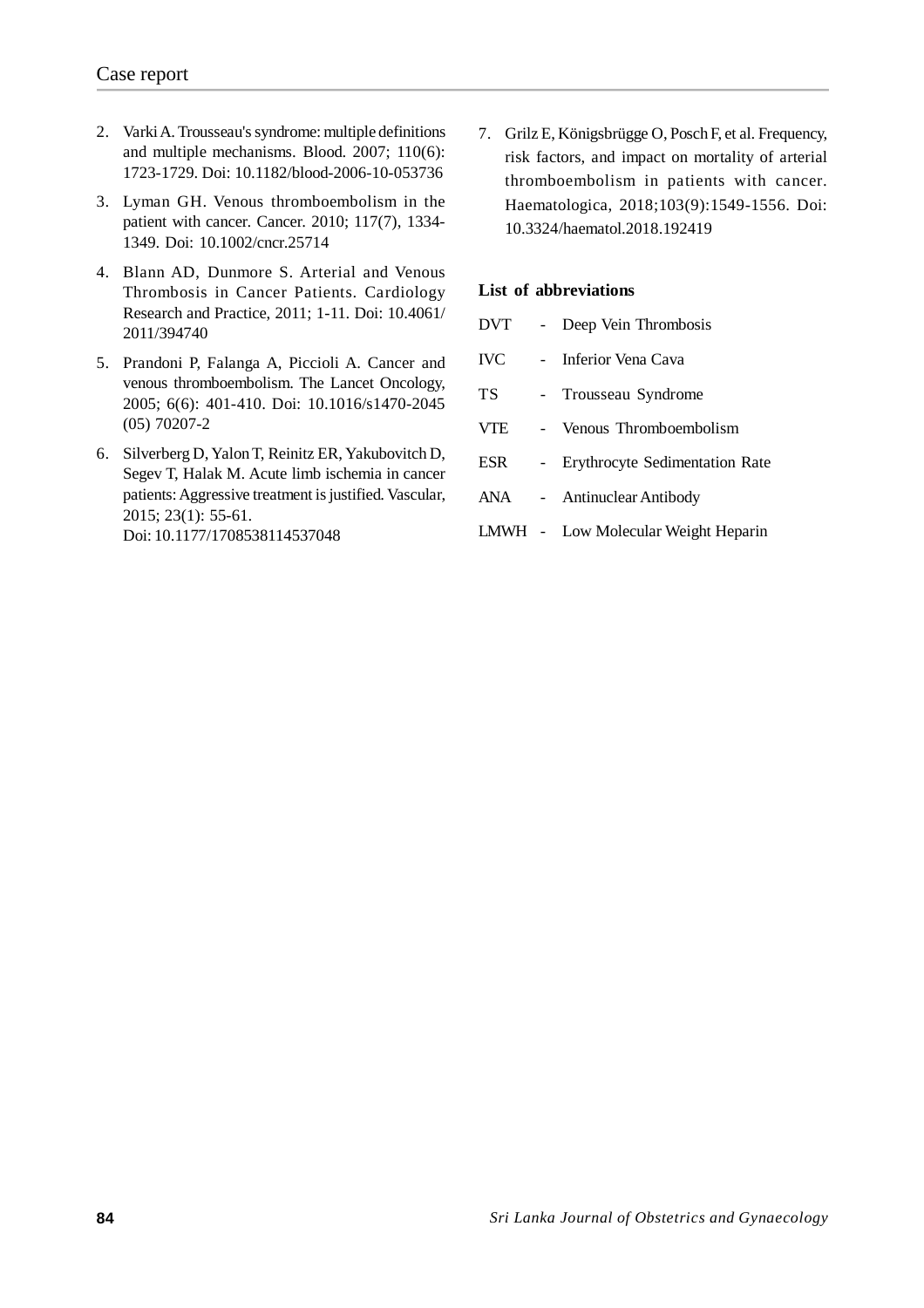2. Varki A. Trousseau's syndrome: multiple definitions and multiple mechanisms. Blood. 2007; 110(6): 1723-1729. Doi: 10.1182/blood-2006-10-053736

3. Lyman GH. Venous thromboembolism in the patient with cancer. Cancer. 2010; 117(7), 1334-1349. Doi: 10.1002/cncr.25714

4. Blann AD, Dunmore S. Arterial and Venous Thrombosis in Cancer Patients. Cardiology Research and Practice, 2011; 1-11. Doi: 10.4061/2011/394740

5. Prandoni P, Falanga A, Piccioli A. Cancer and venous thromboembolism. The Lancet Oncology, 2005; 6(6): 401-410. Doi: 10.1016/s1470-2045 (05) 70207-2

6. Silverberg D, Yalon T, Reinitz ER, Yakubovitch D, Segev T, Halak M. Acute limb ischemia in cancer patients: Aggressive treatment is justified. Vascular, 2015; 23(1): 55-61. Doi: 10.1177/1708538114537048

7. Grilz E, Königsbrügge O, Posch F, et al. Frequency, risk factors, and impact on mortality of arterial thromboembolism in patients with cancer. Haematologica, 2018;103(9):1549-1556. Doi: 10.3324/haematol.2018.192419

**List of abbreviations**

DVT - Deep Vein Thrombosis

IVC - Inferior Vena Cava

TS - Trousseau Syndrome

VTE - Venous Thromboembolism

ESR - Erythrocyte Sedimentation Rate

ANA - Antinuclear Antibody

LMWH - Low Molecular Weight Heparin